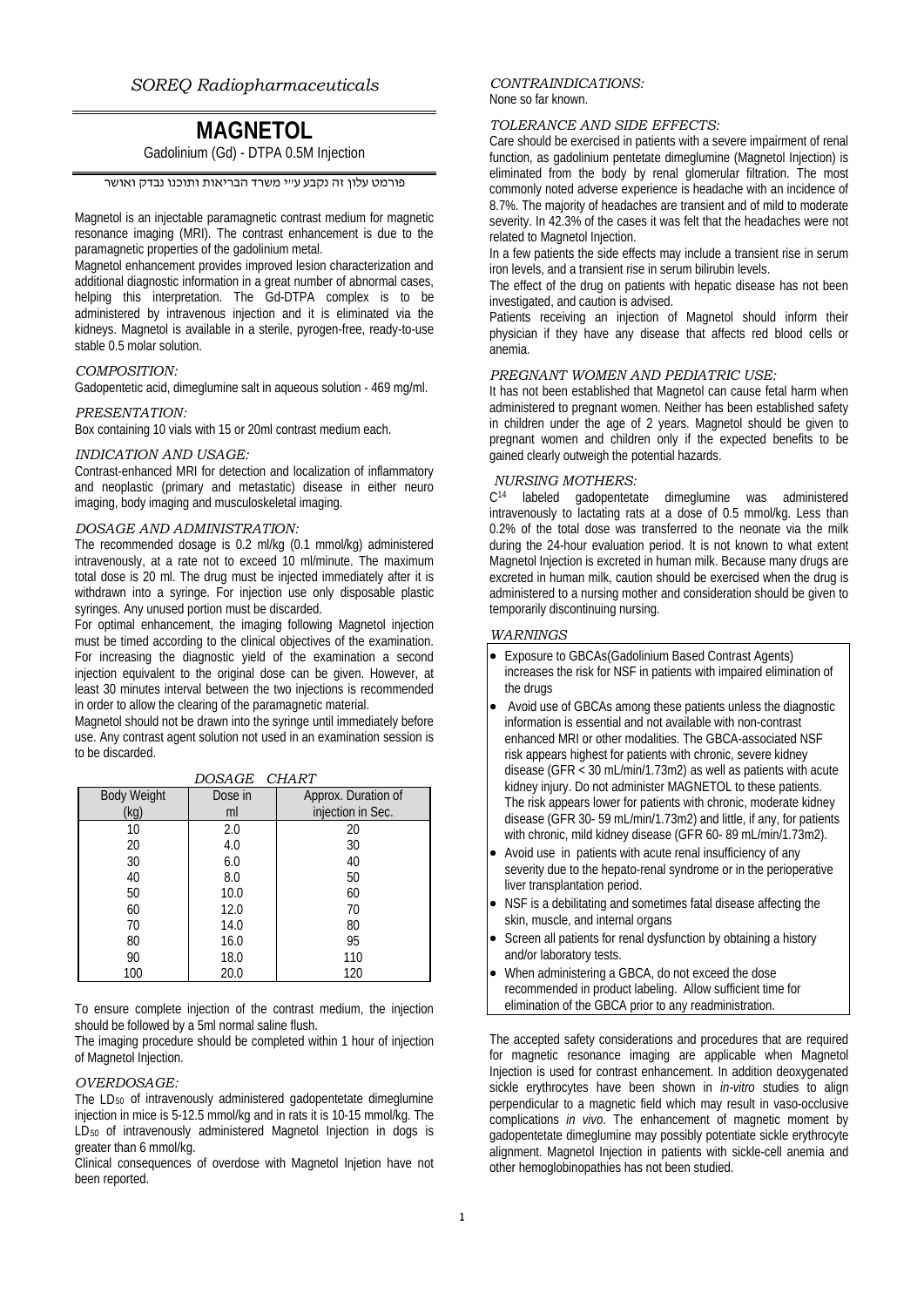*SOREQ Radiopharmaceuticals*

# MAGNETOL

Gadolinium (Gd) - DTPA 0.5M Injection

פורמט עלון זה נקבע ע"י משרד הבריאות ותוכנו נבדק ואושר

Magnetol is an injectable paramagnetic contrast medium for magnetic resonance imaging (MRI). The contrast enhancement is due to the paramagnetic properties of the gadolinium metal.

Magnetol enhancement provides improved lesion characterization and additional diagnostic information in a great number of abnormal cases, helping this interpretation. The Gd-DTPA complex is to be administered by intravenous injection and it is eliminated via the kidneys. Magnetol is available in a sterile, pyrogen-free, ready-to-use stable 0.5 molar solution.

## *COMPOSITION:*

Gadopentetic acid, dimeglumine salt in aqueous solution - 469 mg/ml.

## *PRESENTATION:*

Box containing 10 vials with 15 or 20ml contrast medium each.

## *INDICATION AND USAGE:*

Contrast-enhanced MRI for detection and localization of inflammatory and neoplastic (primary and metastatic) disease in either neuro imaging, body imaging and musculoskeletal imaging.

## *DOSAGE AND ADMINISTRATION:*

The recommended dosage is 0.2 ml/kg (0.1 mmol/kg) administered intravenously, at a rate not to exceed 10 ml/minute. The maximum total dose is 20 ml. The drug must be injected immediately after it is withdrawn into a syringe. For injection use only disposable plastic syringes. Any unused portion must be discarded.

For optimal enhancement, the imaging following Magnetol injection must be timed according to the clinical objectives of the examination. For increasing the diagnostic yield of the examination a second injection equivalent to the original dose can be given. However, at least 30 minutes interval between the two injections is recommended in order to allow the clearing of the paramagnetic material.

Magnetol should not be drawn into the syringe until immediately before use. Any contrast agent solution not used in an examination session is to be discarded.

*DOSAGE CHART*

| Body Weight (kg) | Dose in ml | Approx. Duration of injection in Sec. |
|---|---|---|
| 10 | 2.0 | 20 |
| 20 | 4.0 | 30 |
| 30 | 6.0 | 40 |
| 40 | 8.0 | 50 |
| 50 | 10.0 | 60 |
| 60 | 12.0 | 70 |
| 70 | 14.0 | 80 |
| 80 | 16.0 | 95 |
| 90 | 18.0 | 110 |
| 100 | 20.0 | 120 |

To ensure complete injection of the contrast medium, the injection should be followed by a 5ml normal saline flush.

The imaging procedure should be completed within 1 hour of injection of Magnetol Injection.

## *OVERDOSAGE:*

The $LD_{50}$ of intravenously administered gadopentetate dimeglumine injection in mice is 5-12.5 mmol/kg and in rats it is 10-15 mmol/kg. The $LD_{50}$ of intravenously administered Magnetol Injection in dogs is greater than 6 mmol/kg.

Clinical consequences of overdose with Magnetol Injetion have not been reported.

## *CONTRAINDICATIONS:*

None so far known.

## *TOLERANCE AND SIDE EFFECTS:*

Care should be exercised in patients with a severe impairment of renal function, as gadolinium pentetate dimeglumine (Magnetol Injection) is eliminated from the body by renal glomerular filtration. The most commonly noted adverse experience is headache with an incidence of 8.7%. The majority of headaches are transient and of mild to moderate severity. In 42.3% of the cases it was felt that the headaches were not related to Magnetol Injection.

In a few patients the side effects may include a transient rise in serum iron levels, and a transient rise in serum bilirubin levels.

The effect of the drug on patients with hepatic disease has not been investigated, and caution is advised.

Patients receiving an injection of Magnetol should inform their physician if they have any disease that affects red blood cells or anemia.

## *PREGNANT WOMEN AND PEDIATRIC USE:*

It has not been established that Magnetol can cause fetal harm when administered to pregnant women. Neither has been established safety in children under the age of 2 years. Magnetol should be given to pregnant women and children only if the expected benefits to be gained clearly outweigh the potential hazards.

## *NURSING MOTHERS:*

$C^{14}$ labeled gadopentetate dimeglumine was administered intravenously to lactating rats at a dose of 0.5 mmol/kg. Less than 0.2% of the total dose was transferred to the neonate via the milk during the 24-hour evaluation period. It is not known to what extent Magnetol Injection is excreted in human milk. Because many drugs are excreted in human milk, caution should be exercised when the drug is administered to a nursing mother and consideration should be given to temporarily discontinuing nursing.

## *WARNINGS*

- Exposure to GBCAs(Gadolinium Based Contrast Agents) increases the risk for NSF in patients with impaired elimination of the drugs
- Avoid use of GBCAs among these patients unless the diagnostic information is essential and not available with non-contrast enhanced MRI or other modalities. The GBCA-associated NSF risk appears highest for patients with chronic, severe kidney disease (GFR < 30 mL/min/1.73m2) as well as patients with acute kidney injury. Do not administer MAGNETOL to these patients. The risk appears lower for patients with chronic, moderate kidney disease (GFR 30- 59 mL/min/1.73m2) and little, if any, for patients with chronic, mild kidney disease (GFR 60- 89 mL/min/1.73m2).
- Avoid use in patients with acute renal insufficiency of any severity due to the hepato-renal syndrome or in the perioperative liver transplantation period.
- NSF is a debilitating and sometimes fatal disease affecting the skin, muscle, and internal organs
- Screen all patients for renal dysfunction by obtaining a history and/or laboratory tests.
- When administering a GBCA, do not exceed the dose recommended in product labeling. Allow sufficient time for elimination of the GBCA prior to any readministration.

The accepted safety considerations and procedures that are required for magnetic resonance imaging are applicable when Magnetol Injection is used for contrast enhancement. In addition deoxygenated sickle erythrocytes have been shown in *in-vitro* studies to align perpendicular to a magnetic field which may result in vaso-occlusive complications *in vivo*. The enhancement of magnetic moment by gadopentetate dimeglumine may possibly potentiate sickle erythrocyte alignment. Magnetol Injection in patients with sickle-cell anemia and other hemoglobinopathies has not been studied.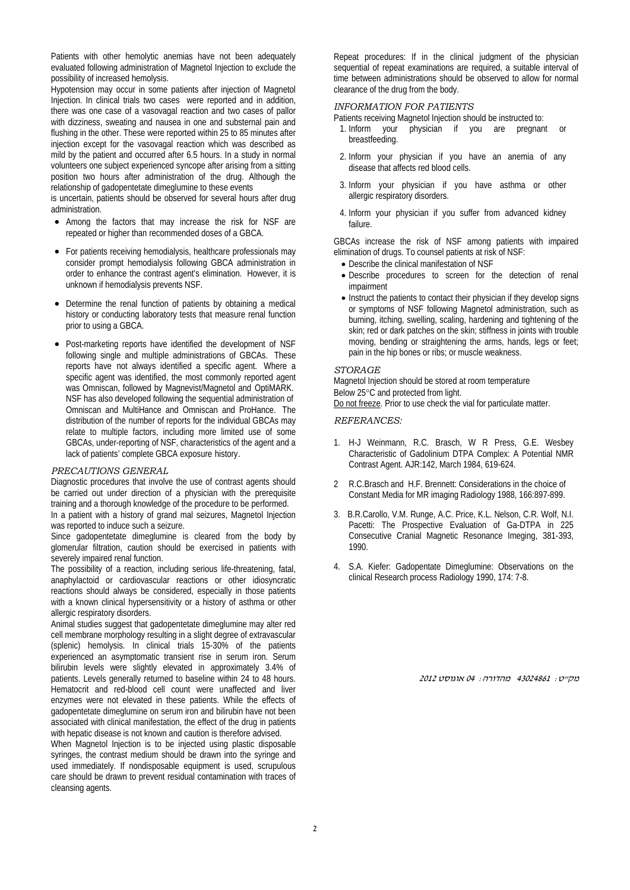Patients with other hemolytic anemias have not been adequately evaluated following administration of Magnetol Injection to exclude the possibility of increased hemolysis.

Hypotension may occur in some patients after injection of Magnetol Injection. In clinical trials two cases were reported and in addition, there was one case of a vasovagal reaction and two cases of pallor with dizziness, sweating and nausea in one and substernal pain and flushing in the other. These were reported within 25 to 85 minutes after injection except for the vasovagal reaction which was described as mild by the patient and occurred after 6.5 hours. In a study in normal volunteers one subject experienced syncope after arising from a sitting position two hours after administration of the drug. Although the relationship of gadopentetate dimeglumine to these events is uncertain, patients should be observed for several hours after drug administration.

- Among the factors that may increase the risk for NSF are repeated or higher than recommended doses of a GBCA.
- For patients receiving hemodialysis, healthcare professionals may consider prompt hemodialysis following GBCA administration in order to enhance the contrast agent's elimination. However, it is unknown if hemodialysis prevents NSF.
- Determine the renal function of patients by obtaining a medical history or conducting laboratory tests that measure renal function prior to using a GBCA.
- Post-marketing reports have identified the development of NSF following single and multiple administrations of GBCAs. These reports have not always identified a specific agent. Where a specific agent was identified, the most commonly reported agent was Omniscan, followed by Magnevist/Magnetol and OptiMARK. NSF has also developed following the sequential administration of Omniscan and MultiHance and Omniscan and ProHance. The distribution of the number of reports for the individual GBCAs may relate to multiple factors, including more limited use of some GBCAs, under-reporting of NSF, characteristics of the agent and a lack of patients' complete GBCA exposure history.

## *PRECAUTIONS GENERAL*

Diagnostic procedures that involve the use of contrast agents should be carried out under direction of a physician with the prerequisite training and a thorough knowledge of the procedure to be performed.

In a patient with a history of grand mal seizures, Magnetol Injection was reported to induce such a seizure.

Since gadopentetate dimeglumine is cleared from the body by glomerular filtration, caution should be exercised in patients with severely impaired renal function.

The possibility of a reaction, including serious life-threatening, fatal, anaphylactoid or cardiovascular reactions or other idiosyncratic reactions should always be considered, especially in those patients with a known clinical hypersensitivity or a history of asthma or other allergic respiratory disorders.

Animal studies suggest that gadopentetate dimeglumine may alter red cell membrane morphology resulting in a slight degree of extravascular (splenic) hemolysis. In clinical trials 15-30% of the patients experienced an asymptomatic transient rise in serum iron. Serum bilirubin levels were slightly elevated in approximately 3.4% of patients. Levels generally returned to baseline within 24 to 48 hours. Hematocrit and red-blood cell count were unaffected and liver enzymes were not elevated in these patients. While the effects of gadopentetate dimeglumine on serum iron and bilirubin have not been associated with clinical manifestation, the effect of the drug in patients with hepatic disease is not known and caution is therefore advised.

When Magnetol Injection is to be injected using plastic disposable syringes, the contrast medium should be drawn into the syringe and used immediately. If nondisposable equipment is used, scrupulous care should be drawn to prevent residual contamination with traces of cleansing agents.

Repeat procedures: If in the clinical judgment of the physician sequential of repeat examinations are required, a suitable interval of time between administrations should be observed to allow for normal clearance of the drug from the body.

## *INFORMATION FOR PATIENTS*

Patients receiving Magnetol Injection should be instructed to:

1. Inform your physician if you are pregnant or breastfeeding.
2. Inform your physician if you have an anemia of any disease that affects red blood cells.
3. Inform your physician if you have asthma or other allergic respiratory disorders.
4. Inform your physician if you suffer from advanced kidney failure.

GBCAs increase the risk of NSF among patients with impaired elimination of drugs. To counsel patients at risk of NSF:

- Describe the clinical manifestation of NSF
- Describe procedures to screen for the detection of renal impairment
- Instruct the patients to contact their physician if they develop signs or symptoms of NSF following Magnetol administration, such as burning, itching, swelling, scaling, hardening and tightening of the skin; red or dark patches on the skin; stiffness in joints with trouble moving, bending or straightening the arms, hands, legs or feet; pain in the hip bones or ribs; or muscle weakness.

## *STORAGE*

Magnetol Injection should be stored at room temperature
Below 25°C and protected from light.
Do not freeze. Prior to use check the vial for particulate matter.

## *REFERANCES:*

1. H-J Weinmann, R.C. Brasch, W R Press, G.E. Wesbey Characteristic of Gadolinium DTPA Complex: A Potential NMR Contrast Agent. AJR:142, March 1984, 619-624.
2. R.C.Brasch and H.F. Brennett: Considerations in the choice of Constant Media for MR imaging Radiology 1988, 166:897-899.
3. B.R.Carollo, V.M. Runge, A.C. Price, K.L. Nelson, C.R. Wolf, N.I. Pacetti: The Prospective Evaluation of Ga-DTPA in 225 Consecutive Cranial Magnetic Resonance Imeging, 381-393, 1990.
4. S.A. Kiefer: Gadopentate Dimeglumine: Observations on the clinical Research process Radiology 1990, 174: 7-8.

מק"ט : 43024861 מהדורה : 04 אוגוסט 2012